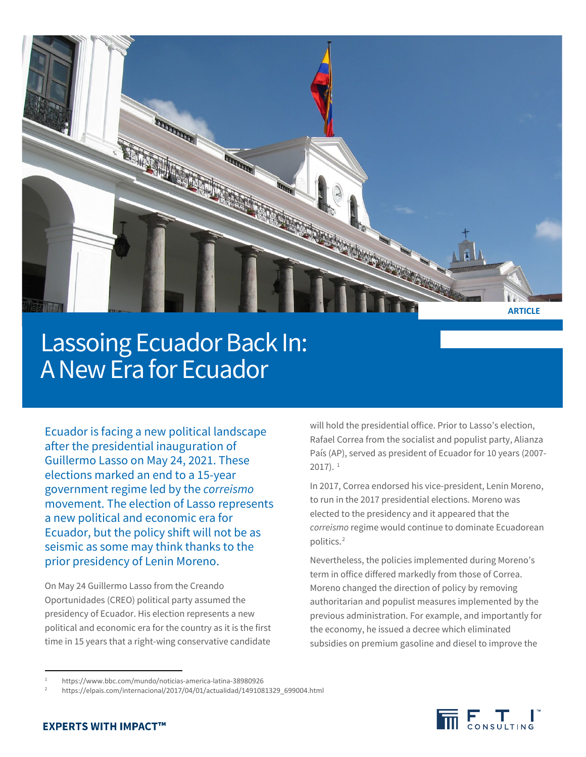ARTICLE

# Lassoing Ecuador Back In: A New Era for Ecuador

Ecuador is facing a new political landscape after the presidential inauguration of Guillermo Lasso on May 24, 2021. These elections marked an end to a 15-year government regime led by the *correismo* movement. The election of Lasso represents a new political and economic era for Ecuador, but the policy shift will not be as seismic as some may think thanks to the prior presidency of Lenin Moreno.

On May 24 Guillermo Lasso from the Creando Oportunidades (CREO) political party assumed the presidency of Ecuador. His election represents a new political and economic era for the country as it is the first time in 15 years that a right-wing conservative candidate will hold the presidential office. Prior to Lasso's election, Rafael Correa from the socialist and populist party, Alianza País (AP), served as president of Ecuador for 10 years (2007-2017). [1]

In 2017, Correa endorsed his vice-president, Lenin Moreno, to run in the 2017 presidential elections. Moreno was elected to the presidency and it appeared that the *correismo* regime would continue to dominate Ecuadorean politics.[2]

Nevertheless, the policies implemented during Moreno's term in office differed markedly from those of Correa. Moreno changed the direction of policy by removing authoritarian and populist measures implemented by the previous administration. For example, and importantly for the economy, he issued a decree which eliminated subsidies on premium gasoline and diesel to improve the

[1] https://www.bbc.com/mundo/noticias-america-latina-38980926

[2] https://elpais.com/internacional/2017/04/01/actualidad/1491081329_699004.html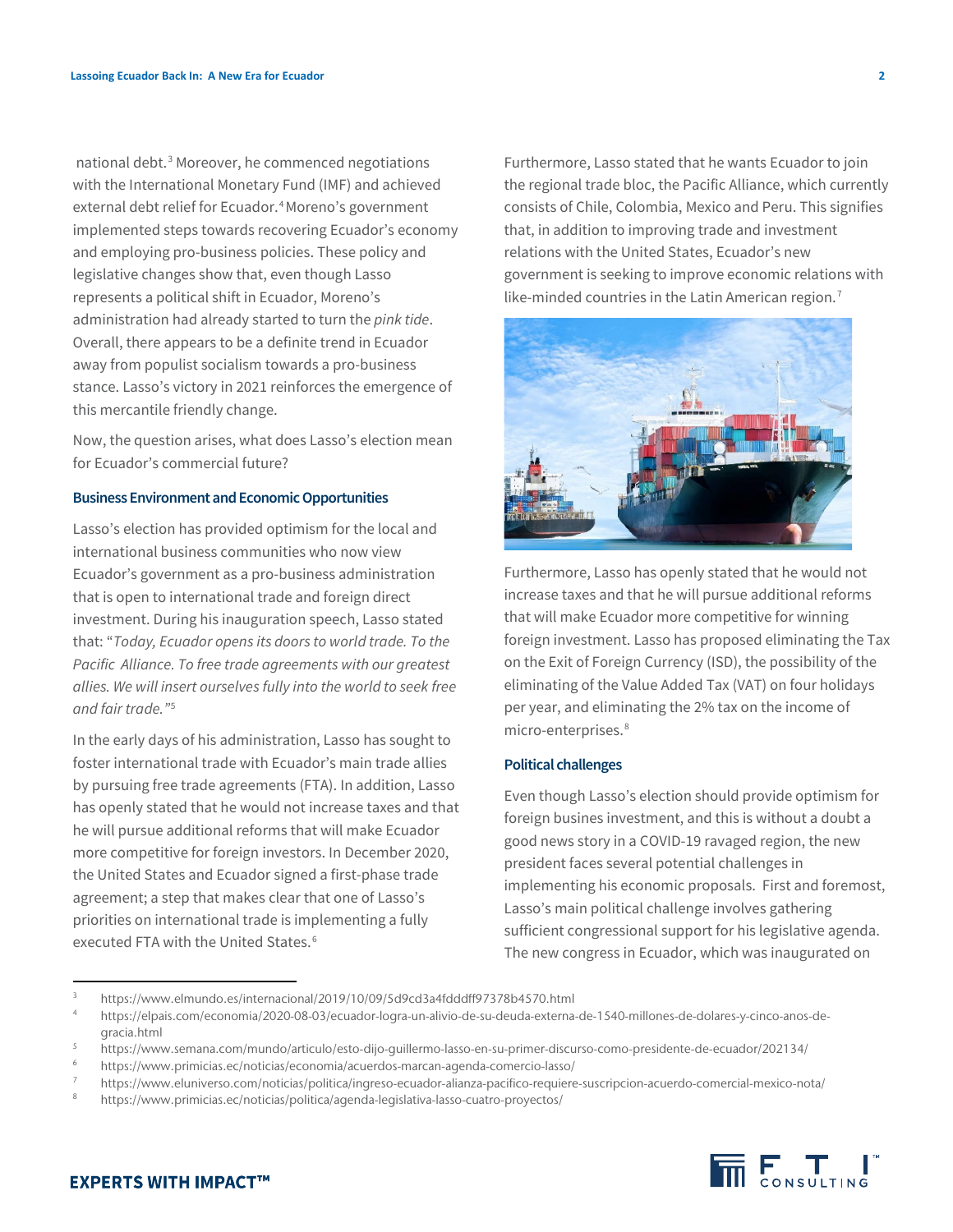national debt.[3] Moreover, he commenced negotiations with the International Monetary Fund (IMF) and achieved external debt relief for Ecuador.[4] Moreno's government implemented steps towards recovering Ecuador's economy and employing pro-business policies. These policy and legislative changes show that, even though Lasso represents a political shift in Ecuador, Moreno's administration had already started to turn the *pink tide*. Overall, there appears to be a definite trend in Ecuador away from populist socialism towards a pro-business stance. Lasso's victory in 2021 reinforces the emergence of this mercantile friendly change.

Now, the question arises, what does Lasso's election mean for Ecuador's commercial future?

## Business Environment and Economic Opportunities

Lasso's election has provided optimism for the local and international business communities who now view Ecuador's government as a pro-business administration that is open to international trade and foreign direct investment. During his inauguration speech, Lasso stated that: "*Today, Ecuador opens its doors to world trade. To the Pacific Alliance. To free trade agreements with our greatest allies. We will insert ourselves fully into the world to seek free and fair trade.*"[5]

In the early days of his administration, Lasso has sought to foster international trade with Ecuador's main trade allies by pursuing free trade agreements (FTA). In addition, Lasso has openly stated that he would not increase taxes and that he will pursue additional reforms that will make Ecuador more competitive for foreign investors. In December 2020, the United States and Ecuador signed a first-phase trade agreement; a step that makes clear that one of Lasso's priorities on international trade is implementing a fully executed FTA with the United States.[6]

Furthermore, Lasso stated that he wants Ecuador to join the regional trade bloc, the Pacific Alliance, which currently consists of Chile, Colombia, Mexico and Peru. This signifies that, in addition to improving trade and investment relations with the United States, Ecuador's new government is seeking to improve economic relations with like-minded countries in the Latin American region.[7]

Furthermore, Lasso has openly stated that he would not increase taxes and that he will pursue additional reforms that will make Ecuador more competitive for winning foreign investment. Lasso has proposed eliminating the Tax on the Exit of Foreign Currency (ISD), the possibility of the eliminating of the Value Added Tax (VAT) on four holidays per year, and eliminating the 2% tax on the income of micro-enterprises.[8]

## Political challenges

Even though Lasso's election should provide optimism for foreign busines investment, and this is without a doubt a good news story in a COVID-19 ravaged region, the new president faces several potential challenges in implementing his economic proposals. First and foremost, Lasso's main political challenge involves gathering sufficient congressional support for his legislative agenda. The new congress in Ecuador, which was inaugurated on

---

[3] https://www.elmundo.es/internacional/2019/10/09/5d9cd3a4fdddff97378b4570.html

[4] https://elpais.com/economia/2020-08-03/ecuador-logra-un-alivio-de-su-deuda-externa-de-1540-millones-de-dolares-y-cinco-anos-de-gracia.html

[5] https://www.semana.com/mundo/articulo/esto-dijo-guillermo-lasso-en-su-primer-discurso-como-presidente-de-ecuador/202134/

[6] https://www.primicias.ec/noticias/economia/acuerdos-marcan-agenda-comercio-lasso/

[7] https://www.eluniverso.com/noticias/politica/ingreso-ecuador-alianza-pacifico-requiere-suscripcion-acuerdo-comercial-mexico-nota/

[8] https://www.primicias.ec/noticias/politica/agenda-legislativa-lasso-cuatro-proyectos/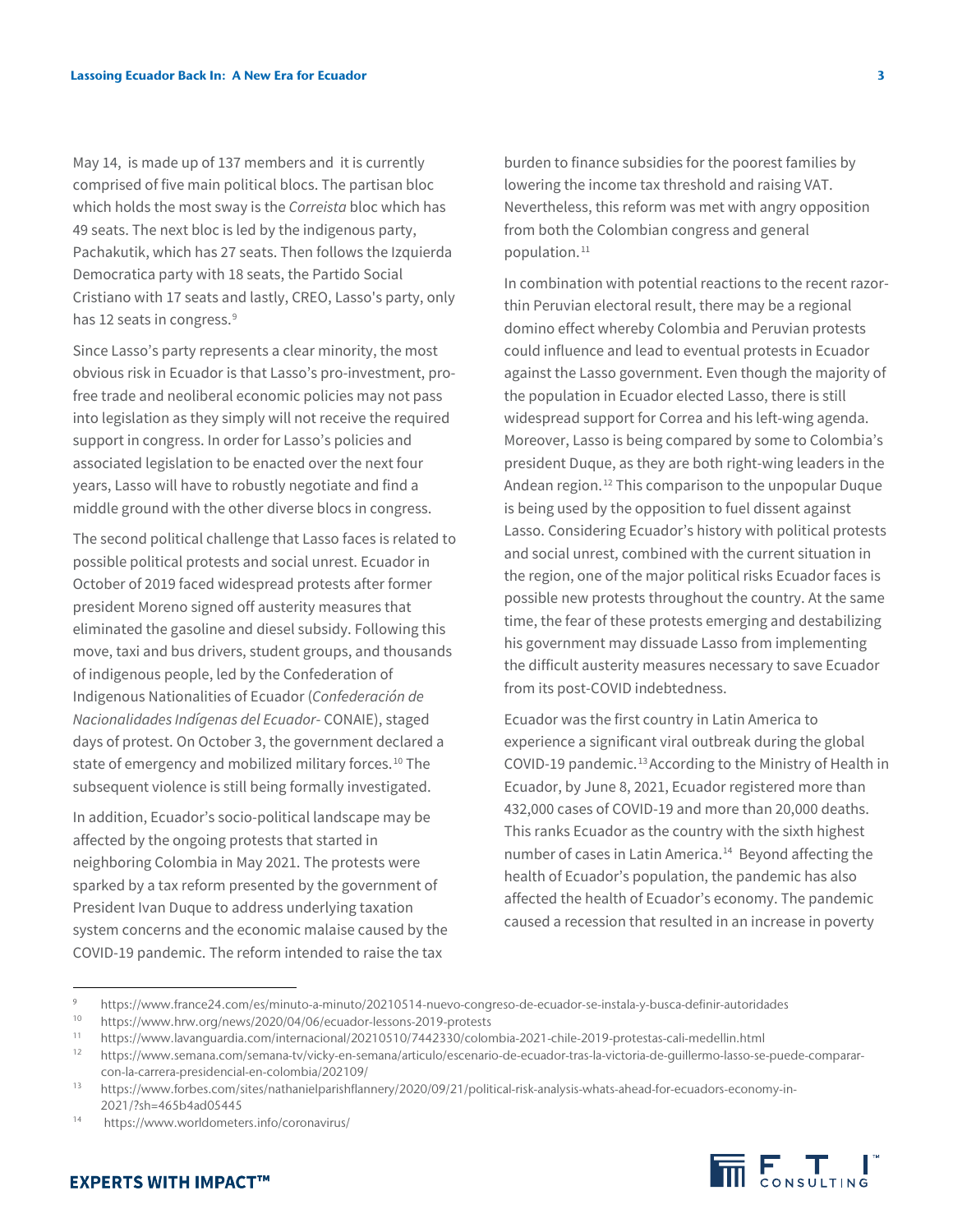May 14, is made up of 137 members and it is currently comprised of five main political blocs. The partisan bloc which holds the most sway is the *Correista* bloc which has 49 seats. The next bloc is led by the indigenous party, Pachakutik, which has 27 seats. Then follows the Izquierda Democratica party with 18 seats, the Partido Social Cristiano with 17 seats and lastly, CREO, Lasso's party, only has 12 seats in congress.[9]

Since Lasso's party represents a clear minority, the most obvious risk in Ecuador is that Lasso's pro-investment, pro-free trade and neoliberal economic policies may not pass into legislation as they simply will not receive the required support in congress. In order for Lasso's policies and associated legislation to be enacted over the next four years, Lasso will have to robustly negotiate and find a middle ground with the other diverse blocs in congress.

The second political challenge that Lasso faces is related to possible political protests and social unrest. Ecuador in October of 2019 faced widespread protests after former president Moreno signed off austerity measures that eliminated the gasoline and diesel subsidy. Following this move, taxi and bus drivers, student groups, and thousands of indigenous people, led by the Confederation of Indigenous Nationalities of Ecuador (*Confederación de Nacionalidades Indígenas del Ecuador*- CONAIE), staged days of protest. On October 3, the government declared a state of emergency and mobilized military forces.[10] The subsequent violence is still being formally investigated.

In addition, Ecuador's socio-political landscape may be affected by the ongoing protests that started in neighboring Colombia in May 2021. The protests were sparked by a tax reform presented by the government of President Ivan Duque to address underlying taxation system concerns and the economic malaise caused by the COVID-19 pandemic. The reform intended to raise the tax burden to finance subsidies for the poorest families by lowering the income tax threshold and raising VAT. Nevertheless, this reform was met with angry opposition from both the Colombian congress and general population.[11]

In combination with potential reactions to the recent razor-thin Peruvian electoral result, there may be a regional domino effect whereby Colombia and Peruvian protests could influence and lead to eventual protests in Ecuador against the Lasso government. Even though the majority of the population in Ecuador elected Lasso, there is still widespread support for Correa and his left-wing agenda. Moreover, Lasso is being compared by some to Colombia's president Duque, as they are both right-wing leaders in the Andean region.[12] This comparison to the unpopular Duque is being used by the opposition to fuel dissent against Lasso. Considering Ecuador's history with political protests and social unrest, combined with the current situation in the region, one of the major political risks Ecuador faces is possible new protests throughout the country. At the same time, the fear of these protests emerging and destabilizing his government may dissuade Lasso from implementing the difficult austerity measures necessary to save Ecuador from its post-COVID indebtedness.

Ecuador was the first country in Latin America to experience a significant viral outbreak during the global COVID-19 pandemic.[13] According to the Ministry of Health in Ecuador, by June 8, 2021, Ecuador registered more than 432,000 cases of COVID-19 and more than 20,000 deaths. This ranks Ecuador as the country with the sixth highest number of cases in Latin America.[14] Beyond affecting the health of Ecuador's population, the pandemic has also affected the health of Ecuador's economy. The pandemic caused a recession that resulted in an increase in poverty

---

[9] https://www.france24.com/es/minuto-a-minuto/20210514-nuevo-congreso-de-ecuador-se-instala-y-busca-definir-autoridades

[10] https://www.hrw.org/news/2020/04/06/ecuador-lessons-2019-protests

[11] https://www.lavanguardia.com/internacional/20210510/7442330/colombia-2021-chile-2019-protestas-cali-medellin.html

[12] https://www.semana.com/semana-tv/vicky-en-semana/articulo/escenario-de-ecuador-tras-la-victoria-de-guillermo-lasso-se-puede-comparar-con-la-carrera-presidencial-en-colombia/202109/

[13] https://www.forbes.com/sites/nathanielparishflannery/2020/09/21/political-risk-analysis-whats-ahead-for-ecuadors-economy-in-2021/?sh=465b4ad05445

[14] https://www.worldometers.info/coronavirus/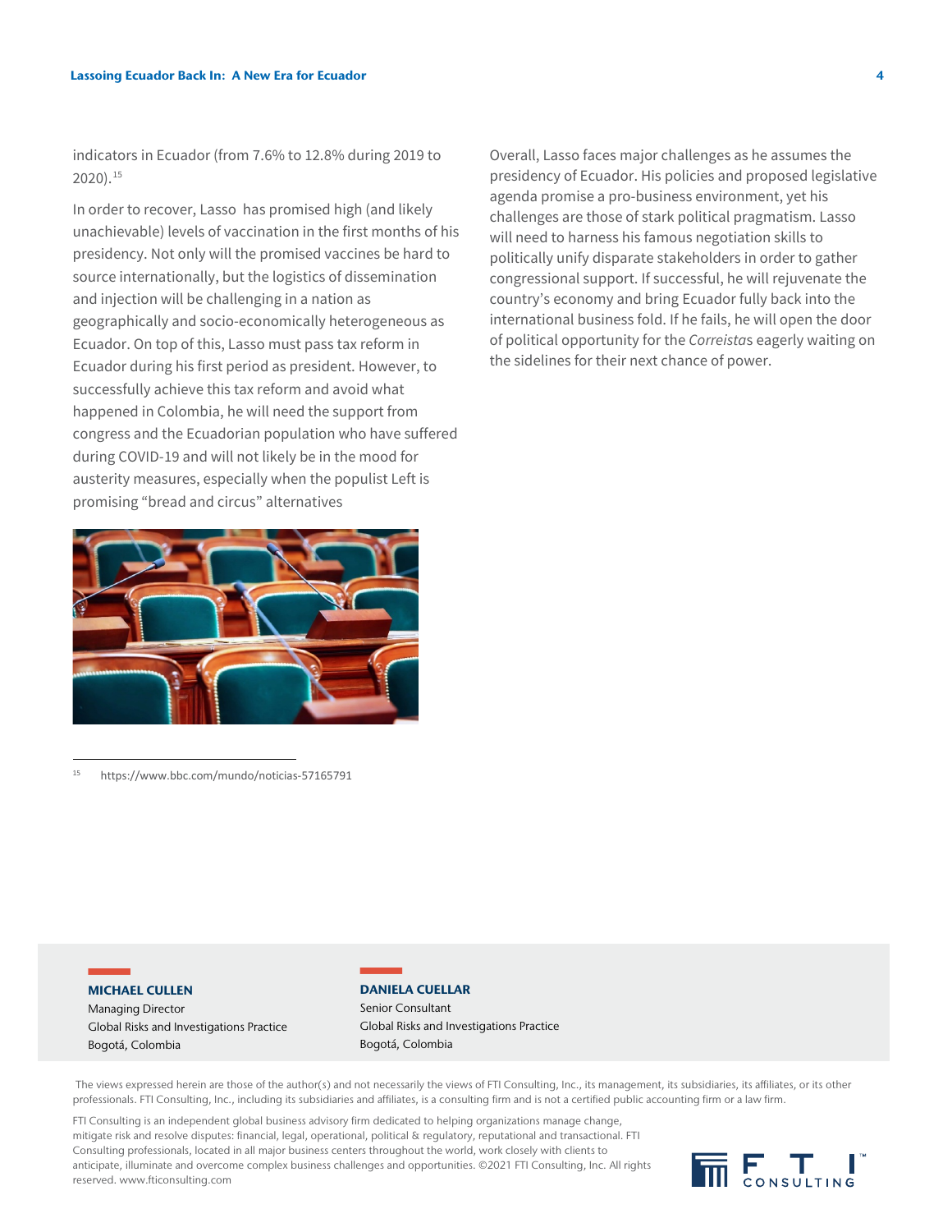indicators in Ecuador (from 7.6% to 12.8% during 2019 to 2020).[15]

In order to recover, Lasso has promised high (and likely unachievable) levels of vaccination in the first months of his presidency. Not only will the promised vaccines be hard to source internationally, but the logistics of dissemination and injection will be challenging in a nation as geographically and socio-economically heterogeneous as Ecuador. On top of this, Lasso must pass tax reform in Ecuador during his first period as president. However, to successfully achieve this tax reform and avoid what happened in Colombia, he will need the support from congress and the Ecuadorian population who have suffered during COVID-19 and will not likely be in the mood for austerity measures, especially when the populist Left is promising "bread and circus" alternatives

Overall, Lasso faces major challenges as he assumes the presidency of Ecuador. His policies and proposed legislative agenda promise a pro-business environment, yet his challenges are those of stark political pragmatism. Lasso will need to harness his famous negotiation skills to politically unify disparate stakeholders in order to gather congressional support. If successful, he will rejuvenate the country's economy and bring Ecuador fully back into the international business fold. If he fails, he will open the door of political opportunity for the *Correista*s eagerly waiting on the sidelines for their next chance of power.

[15] https://www.bbc.com/mundo/noticias-57165791

**MICHAEL CULLEN**
Managing Director
Global Risks and Investigations Practice
Bogotá, Colombia

**DANIELA CUELLAR**
Senior Consultant
Global Risks and Investigations Practice
Bogotá, Colombia

The views expressed herein are those of the author(s) and not necessarily the views of FTI Consulting, Inc., its management, its subsidiaries, its affiliates, or its other professionals. FTI Consulting, Inc., including its subsidiaries and affiliates, is a consulting firm and is not a certified public accounting firm or a law firm.

FTI Consulting is an independent global business advisory firm dedicated to helping organizations manage change, mitigate risk and resolve disputes: financial, legal, operational, political & regulatory, reputational and transactional. FTI Consulting professionals, located in all major business centers throughout the world, work closely with clients to anticipate, illuminate and overcome complex business challenges and opportunities. ©2021 FTI Consulting, Inc. All rights reserved. www.fticonsulting.com